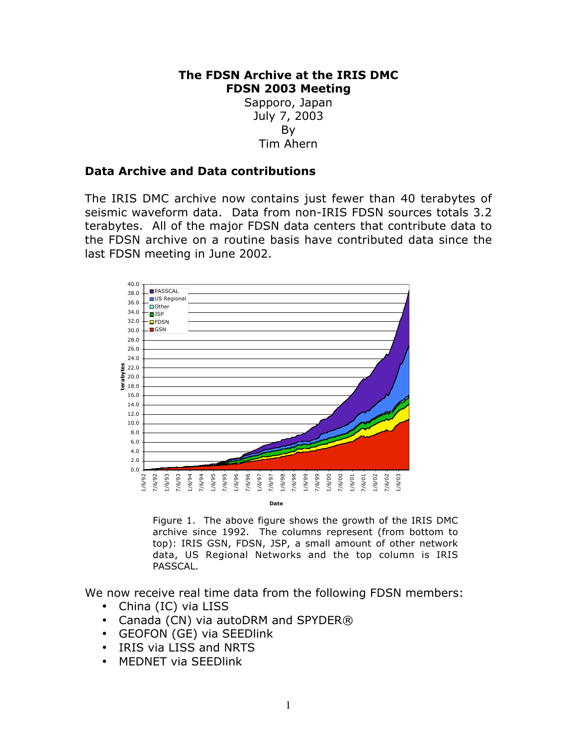**The FDSN Archive at the IRIS DMC**
**FDSN 2003 Meeting**
Sapporo, Japan
July 7, 2003
By
Tim Ahern

## Data Archive and Data contributions

The IRIS DMC archive now contains just fewer than 40 terabytes of seismic waveform data. Data from non-IRIS FDSN sources totals 3.2 terabytes. All of the major FDSN data centers that contribute data to the FDSN archive on a routine basis have contributed data since the last FDSN meeting in June 2002.

Figure 1. The above figure shows the growth of the IRIS DMC archive since 1992. The columns represent (from bottom to top): IRIS GSN, FDSN, JSP, a small amount of other network data, US Regional Networks and the top column is IRIS PASSCAL.

We now receive real time data from the following FDSN members:

- China (IC) via LISS
- Canada (CN) via autoDRM and SPYDER®
- GEOFON (GE) via SEEDlink
- IRIS via LISS and NRTS
- MEDNET via SEEDlink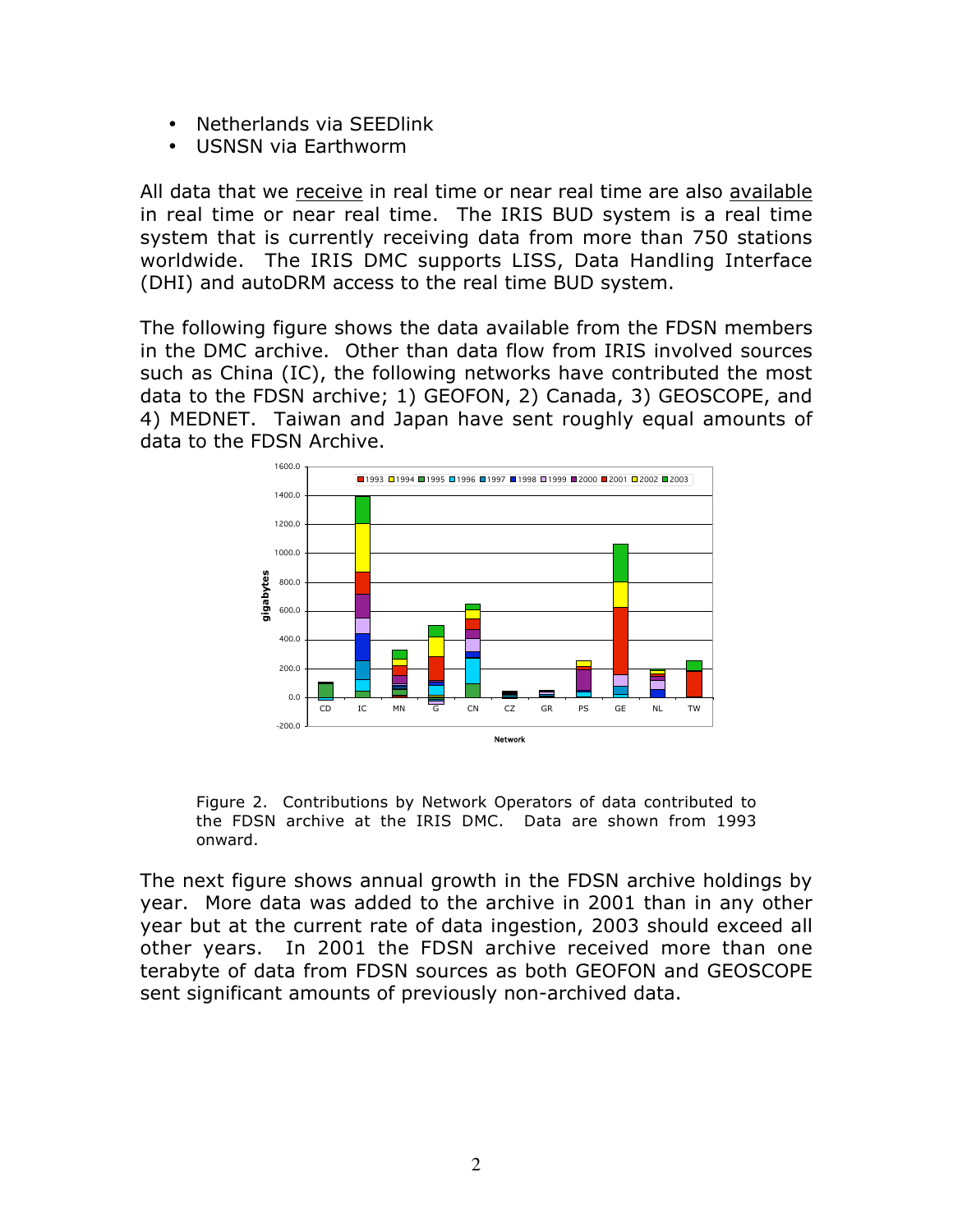- Netherlands via SEEDlink
- USNSN via Earthworm

All data that we receive in real time or near real time are also available in real time or near real time. The IRIS BUD system is a real time system that is currently receiving data from more than 750 stations worldwide. The IRIS DMC supports LISS, Data Handling Interface (DHI) and autoDRM access to the real time BUD system.

The following figure shows the data available from the FDSN members in the DMC archive. Other than data flow from IRIS involved sources such as China (IC), the following networks have contributed the most data to the FDSN archive; 1) GEOFON, 2) Canada, 3) GEOSCOPE, and 4) MEDNET. Taiwan and Japan have sent roughly equal amounts of data to the FDSN Archive.

Figure 2. Contributions by Network Operators of data contributed to the FDSN archive at the IRIS DMC. Data are shown from 1993 onward.

The next figure shows annual growth in the FDSN archive holdings by year. More data was added to the archive in 2001 than in any other year but at the current rate of data ingestion, 2003 should exceed all other years. In 2001 the FDSN archive received more than one terabyte of data from FDSN sources as both GEOFON and GEOSCOPE sent significant amounts of previously non-archived data.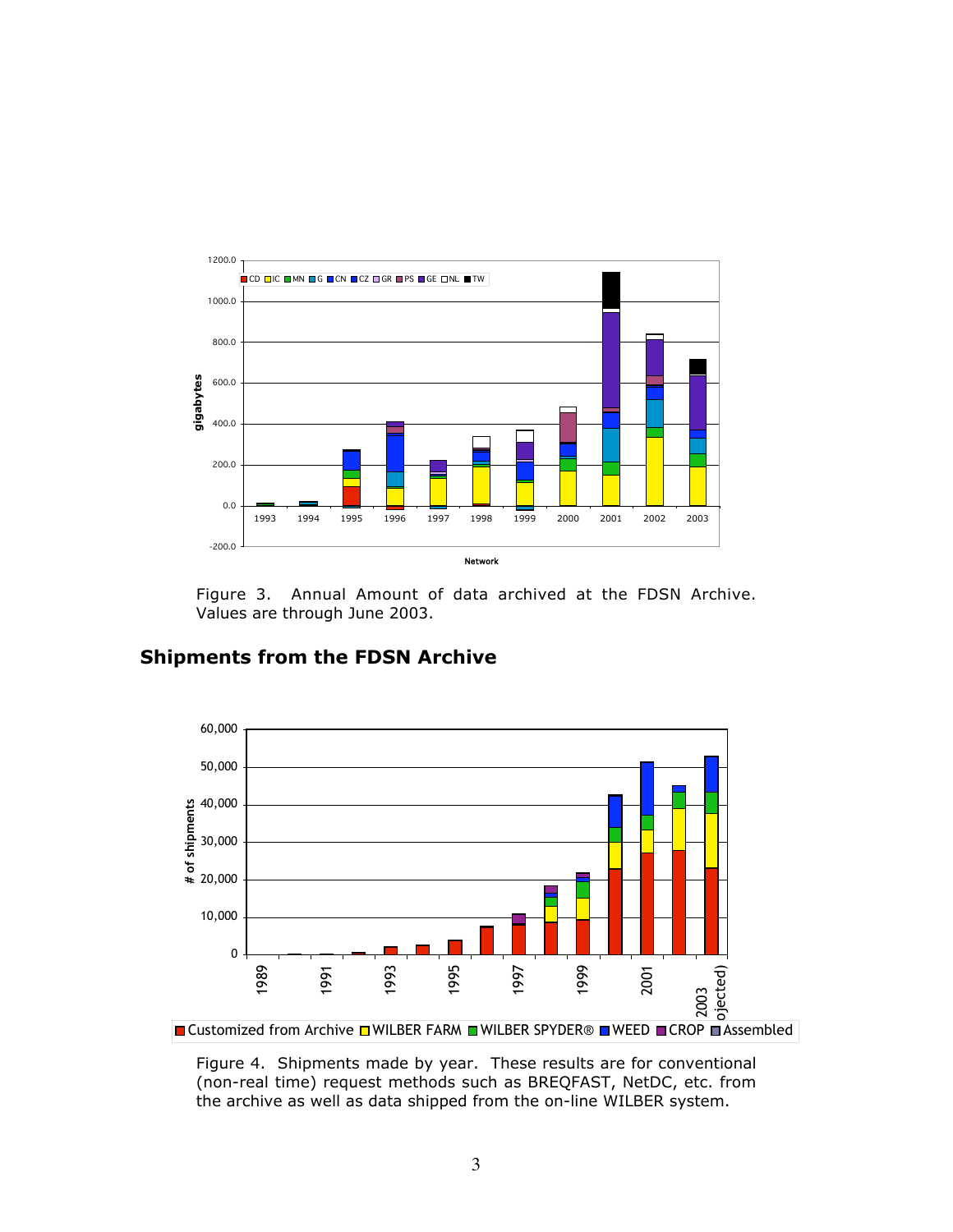Figure 3. Annual Amount of data archived at the FDSN Archive. Values are through June 2003.

## Shipments from the FDSN Archive

Figure 4. Shipments made by year. These results are for conventional (non-real time) request methods such as BREQFAST, NetDC, etc. from the archive as well as data shipped from the on-line WILBER system.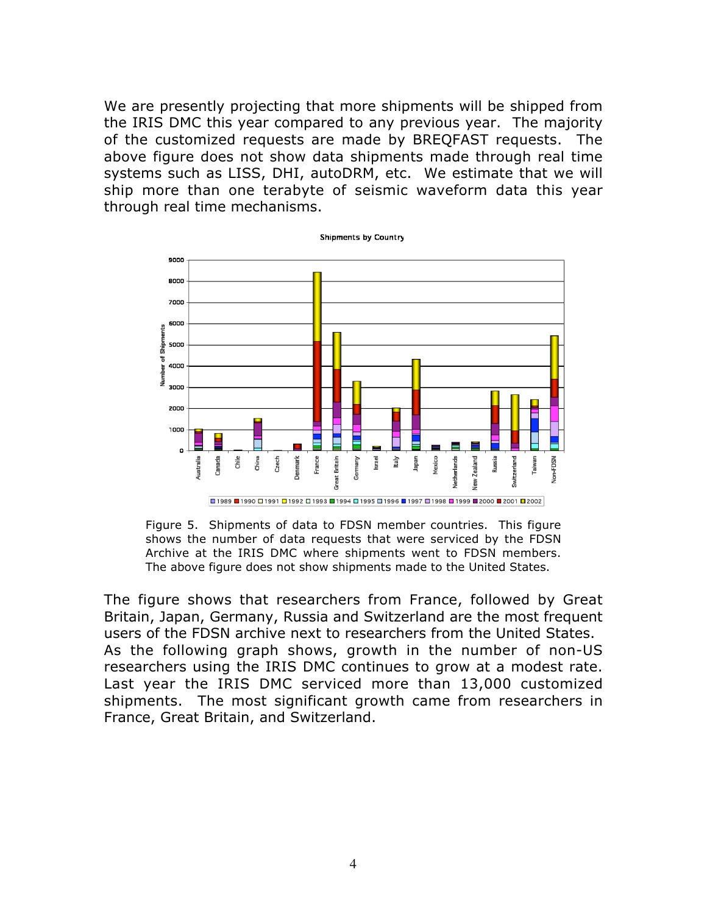We are presently projecting that more shipments will be shipped from the IRIS DMC this year compared to any previous year. The majority of the customized requests are made by BREQFAST requests. The above figure does not show data shipments made through real time systems such as LISS, DHI, autoDRM, etc. We estimate that we will ship more than one terabyte of seismic waveform data this year through real time mechanisms.

Figure 5. Shipments of data to FDSN member countries. This figure shows the number of data requests that were serviced by the FDSN Archive at the IRIS DMC where shipments went to FDSN members. The above figure does not show shipments made to the United States.

The figure shows that researchers from France, followed by Great Britain, Japan, Germany, Russia and Switzerland are the most frequent users of the FDSN archive next to researchers from the United States. As the following graph shows, growth in the number of non-US researchers using the IRIS DMC continues to grow at a modest rate. Last year the IRIS DMC serviced more than 13,000 customized shipments. The most significant growth came from researchers in France, Great Britain, and Switzerland.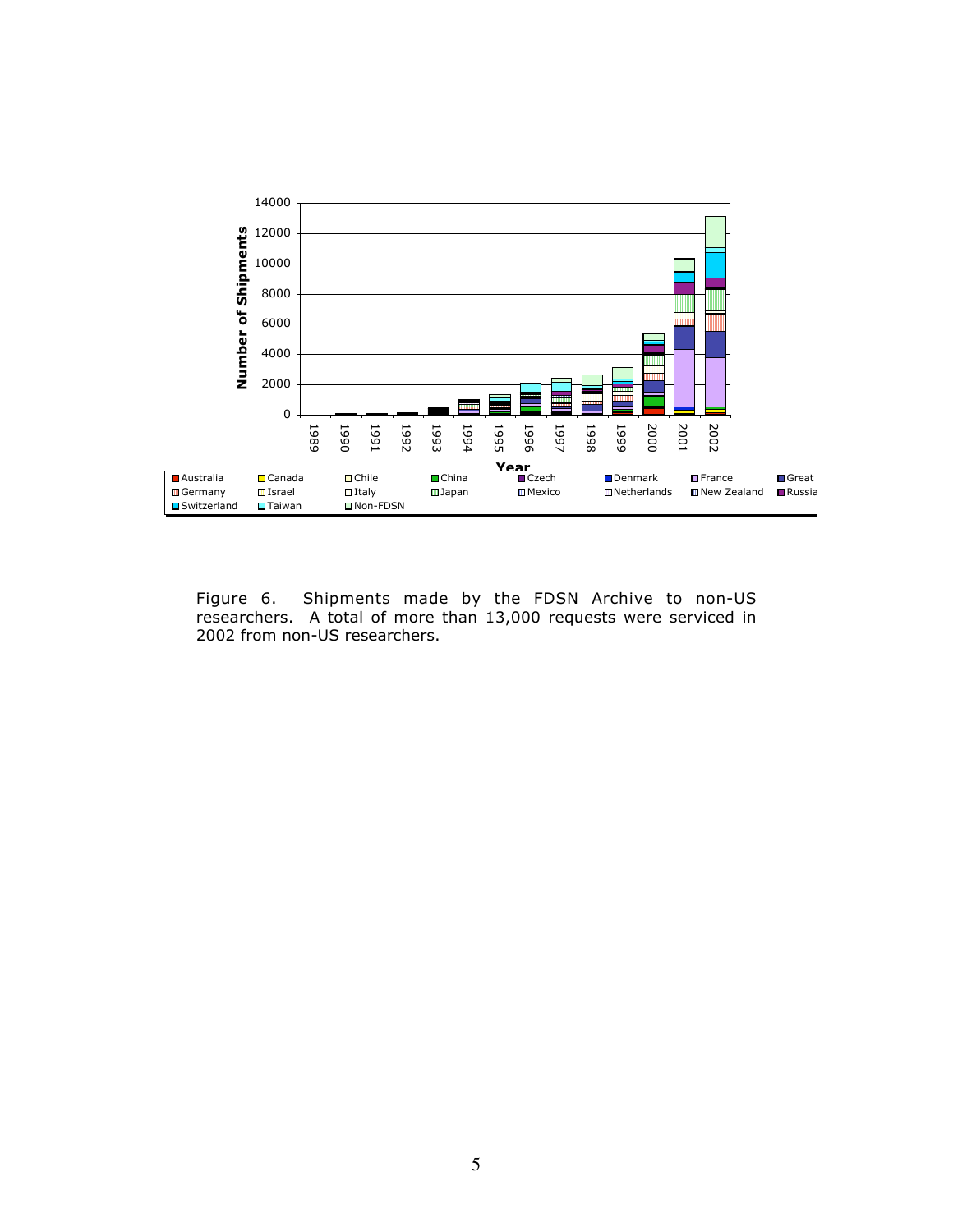14000
12000
10000
8000
6000
4000
2000
0

Number of Shipments

1989 1990 1991 1992 1993 1994 1995 1996 1997 1998 1999 2000 2001 2002

Year

Australia, Canada, Chile, China, Czech, Denmark, France, Great, Germany, Israel, Italy, Japan, Mexico, Netherlands, New Zealand, Russia, Switzerland, Taiwan, Non-FDSN

Figure 6. Shipments made by the FDSN Archive to non-US researchers. A total of more than 13,000 requests were serviced in 2002 from non-US researchers.